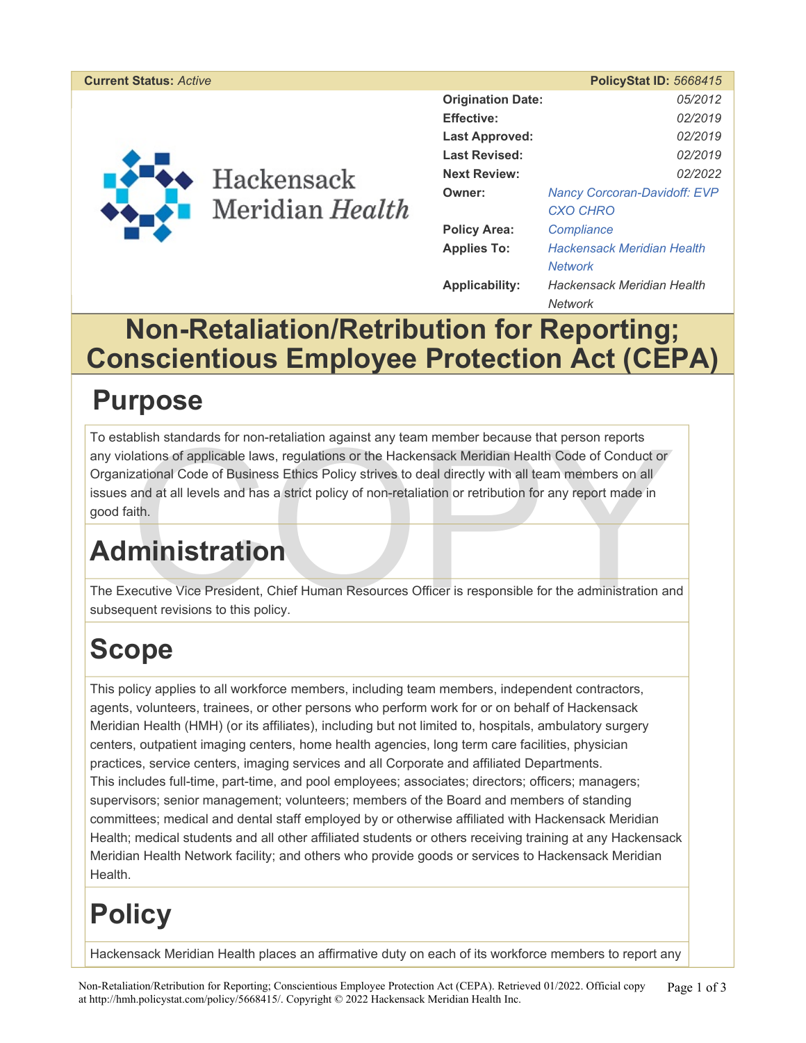| **Current Status:** *Active* | | **PolicyStat ID:** *5668415* |
|---|---|---|
| | **Origination Date:** | *05/2012* |
| | **Effective:** | *02/2019* |
| | **Last Approved:** | *02/2019* |
| | **Last Revised:** | *02/2019* |
| | **Next Review:** | *02/2022* |
| | **Owner:** | *Nancy Corcoran-Davidoff: EVP CXO CHRO* |
| | **Policy Area:** | *Compliance* |
| | **Applies To:** | *Hackensack Meridian Health Network* |
| | **Applicability:** | *Hackensack Meridian Health Network* |

Hackensack Meridian *Health*

# Non-Retaliation/Retribution for Reporting; Conscientious Employee Protection Act (CEPA)

## Purpose

To establish standards for non-retaliation against any team member because that person reports any violations of applicable laws, regulations or the Hackensack Meridian Health Code of Conduct or Organizational Code of Business Ethics Policy strives to deal directly with all team members on all issues and at all levels and has a strict policy of non-retaliation or retribution for any report made in good faith.

## Administration

The Executive Vice President, Chief Human Resources Officer is responsible for the administration and subsequent revisions to this policy.

## Scope

This policy applies to all workforce members, including team members, independent contractors, agents, volunteers, trainees, or other persons who perform work for or on behalf of Hackensack Meridian Health (HMH) (or its affiliates), including but not limited to, hospitals, ambulatory surgery centers, outpatient imaging centers, home health agencies, long term care facilities, physician practices, service centers, imaging services and all Corporate and affiliated Departments.
This includes full-time, part-time, and pool employees; associates; directors; officers; managers; supervisors; senior management; volunteers; members of the Board and members of standing committees; medical and dental staff employed by or otherwise affiliated with Hackensack Meridian Health; medical students and all other affiliated students or others receiving training at any Hackensack Meridian Health Network facility; and others who provide goods or services to Hackensack Meridian Health.

## Policy

Hackensack Meridian Health places an affirmative duty on each of its workforce members to report any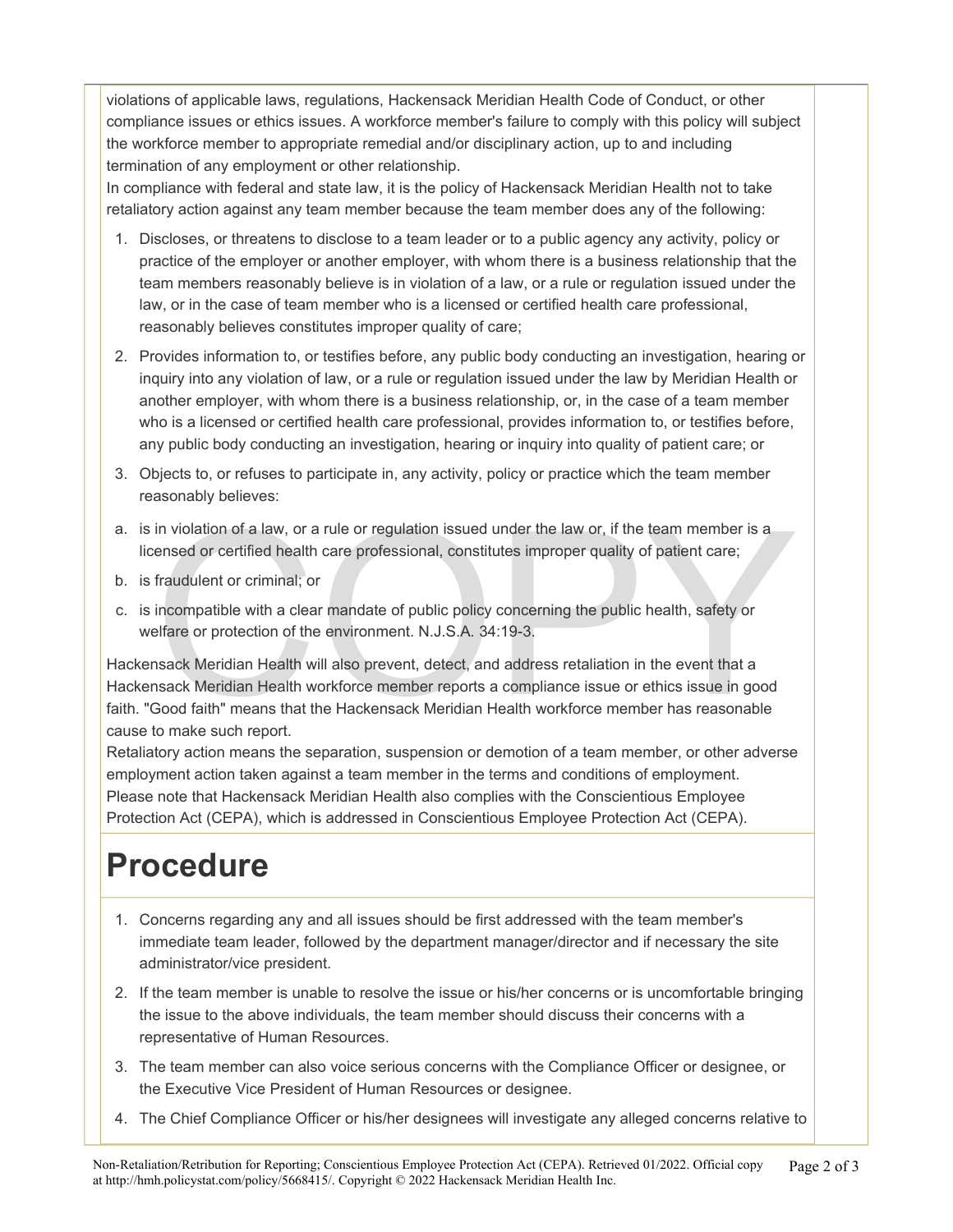violations of applicable laws, regulations, Hackensack Meridian Health Code of Conduct, or other compliance issues or ethics issues. A workforce member's failure to comply with this policy will subject the workforce member to appropriate remedial and/or disciplinary action, up to and including termination of any employment or other relationship.

In compliance with federal and state law, it is the policy of Hackensack Meridian Health not to take retaliatory action against any team member because the team member does any of the following:

1. Discloses, or threatens to disclose to a team leader or to a public agency any activity, policy or practice of the employer or another employer, with whom there is a business relationship that the team members reasonably believe is in violation of a law, or a rule or regulation issued under the law, or in the case of team member who is a licensed or certified health care professional, reasonably believes constitutes improper quality of care;
2. Provides information to, or testifies before, any public body conducting an investigation, hearing or inquiry into any violation of law, or a rule or regulation issued under the law by Meridian Health or another employer, with whom there is a business relationship, or, in the case of a team member who is a licensed or certified health care professional, provides information to, or testifies before, any public body conducting an investigation, hearing or inquiry into quality of patient care; or
3. Objects to, or refuses to participate in, any activity, policy or practice which the team member reasonably believes:

a. is in violation of a law, or a rule or regulation issued under the law or, if the team member is a licensed or certified health care professional, constitutes improper quality of patient care;

b. is fraudulent or criminal; or

c. is incompatible with a clear mandate of public policy concerning the public health, safety or welfare or protection of the environment. N.J.S.A. 34:19-3.

Hackensack Meridian Health will also prevent, detect, and address retaliation in the event that a Hackensack Meridian Health workforce member reports a compliance issue or ethics issue in good faith. "Good faith" means that the Hackensack Meridian Health workforce member has reasonable cause to make such report.

Retaliatory action means the separation, suspension or demotion of a team member, or other adverse employment action taken against a team member in the terms and conditions of employment.

Please note that Hackensack Meridian Health also complies with the Conscientious Employee Protection Act (CEPA), which is addressed in Conscientious Employee Protection Act (CEPA).

# Procedure

1. Concerns regarding any and all issues should be first addressed with the team member's immediate team leader, followed by the department manager/director and if necessary the site administrator/vice president.
2. If the team member is unable to resolve the issue or his/her concerns or is uncomfortable bringing the issue to the above individuals, the team member should discuss their concerns with a representative of Human Resources.
3. The team member can also voice serious concerns with the Compliance Officer or designee, or the Executive Vice President of Human Resources or designee.
4. The Chief Compliance Officer or his/her designees will investigate any alleged concerns relative to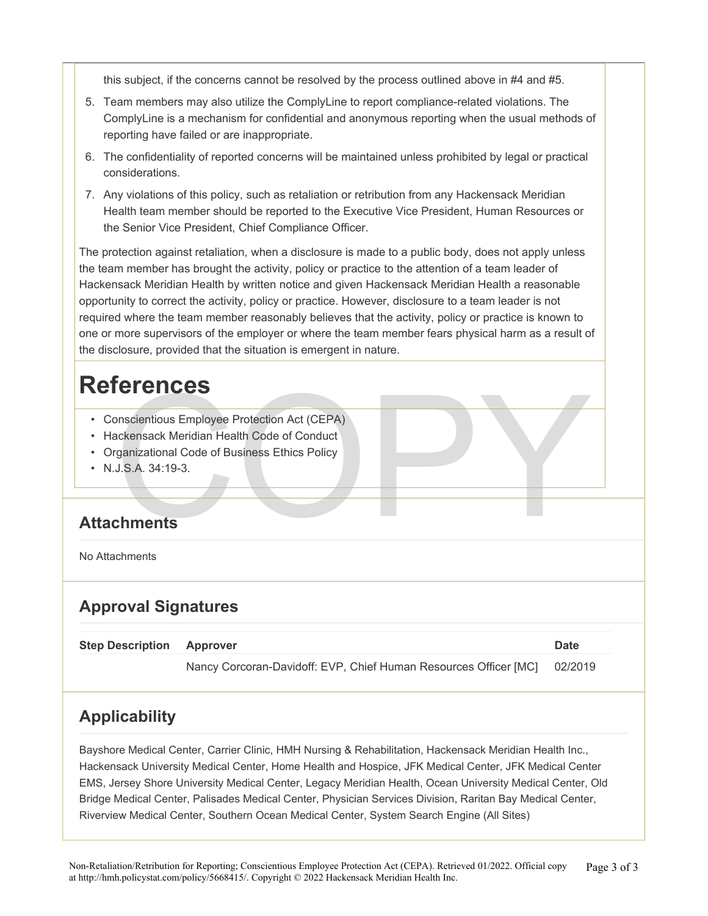this subject, if the concerns cannot be resolved by the process outlined above in #4 and #5.

5. Team members may also utilize the ComplyLine to report compliance-related violations. The ComplyLine is a mechanism for confidential and anonymous reporting when the usual methods of reporting have failed or are inappropriate.
6. The confidentiality of reported concerns will be maintained unless prohibited by legal or practical considerations.
7. Any violations of this policy, such as retaliation or retribution from any Hackensack Meridian Health team member should be reported to the Executive Vice President, Human Resources or the Senior Vice President, Chief Compliance Officer.

The protection against retaliation, when a disclosure is made to a public body, does not apply unless the team member has brought the activity, policy or practice to the attention of a team leader of Hackensack Meridian Health by written notice and given Hackensack Meridian Health a reasonable opportunity to correct the activity, policy or practice. However, disclosure to a team leader is not required where the team member reasonably believes that the activity, policy or practice is known to one or more supervisors of the employer or where the team member fears physical harm as a result of the disclosure, provided that the situation is emergent in nature.

# References

- Conscientious Employee Protection Act (CEPA)
- Hackensack Meridian Health Code of Conduct
- Organizational Code of Business Ethics Policy
- N.J.S.A. 34:19-3.

## Attachments

No Attachments

## Approval Signatures

| Step Description | Approver | Date |
| --- | --- | --- |
| | Nancy Corcoran-Davidoff: EVP, Chief Human Resources Officer [MC] | 02/2019 |

## Applicability

Bayshore Medical Center, Carrier Clinic, HMH Nursing & Rehabilitation, Hackensack Meridian Health Inc., Hackensack University Medical Center, Home Health and Hospice, JFK Medical Center, JFK Medical Center EMS, Jersey Shore University Medical Center, Legacy Meridian Health, Ocean University Medical Center, Old Bridge Medical Center, Palisades Medical Center, Physician Services Division, Raritan Bay Medical Center, Riverview Medical Center, Southern Ocean Medical Center, System Search Engine (All Sites)